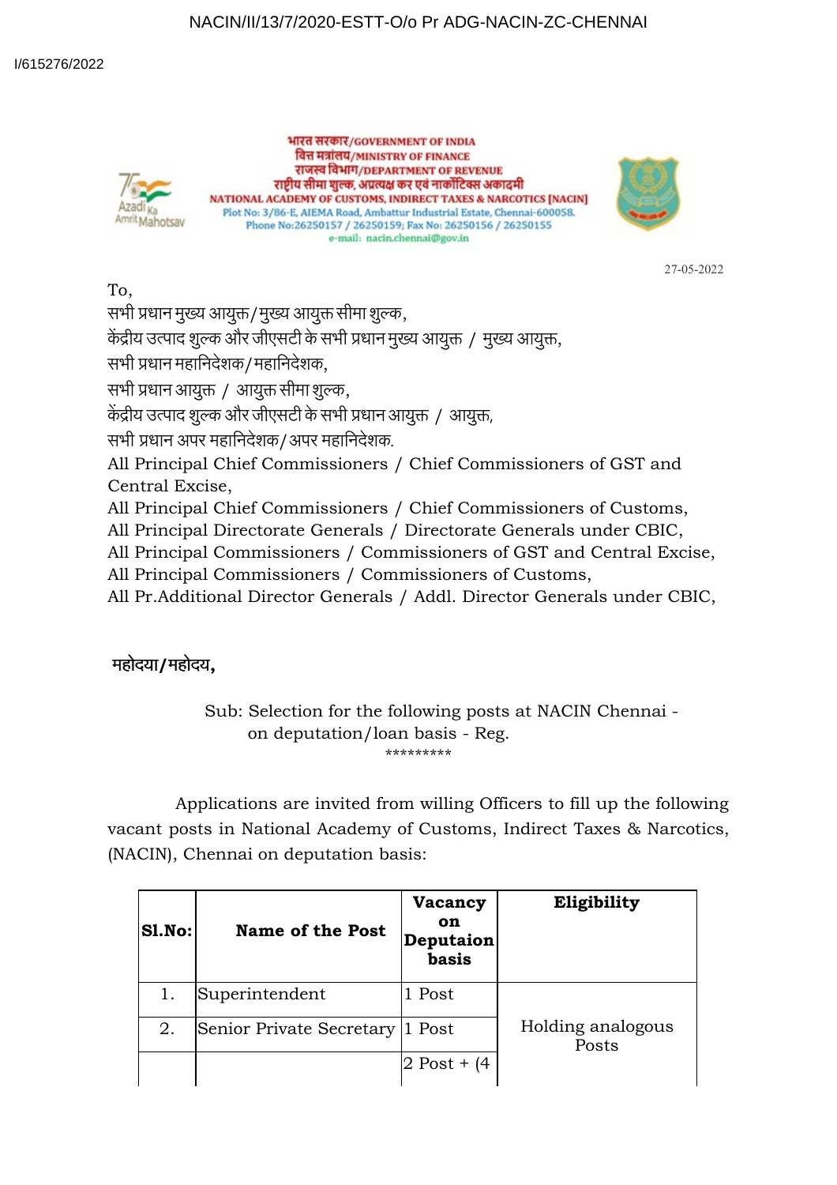NACIN/II/13/7/2020-ESTT-O/o Pr ADG-NACIN-ZC-CHENNAI

I/615276/2022

भारत सरकार/GOVERNMENT OF INDIA
वित्त मंत्रालय/MINISTRY OF FINANCE
राजस्व विभाग/DEPARTMENT OF REVENUE
राष्ट्रीय सीमा शुल्क, अप्रत्यक्ष कर एवं नार्कोटिक्स अकादमी
NATIONAL ACADEMY OF CUSTOMS, INDIRECT TAXES & NARCOTICS [NACIN]
Plot No: 3/86-E, AIEMA Road, Ambattur Industrial Estate, Chennai-600058.
Phone No:26250157 / 26250159; Fax No: 26250156 / 26250155
e-mail: nacin.chennai@gov.in

27-05-2022

To,
सभी प्रधान मुख्य आयुक्त/मुख्य आयुक्त सीमा शुल्क,
केंद्रीय उत्पाद शुल्क और जीएसटी के सभी प्रधान मुख्य आयुक्त / मुख्य आयुक्त,
सभी प्रधान महानिदेशक/महानिदेशक,
सभी प्रधान आयुक्त / आयुक्त सीमा शुल्क,
केंद्रीय उत्पाद शुल्क और जीएसटी के सभी प्रधान आयुक्त / आयुक्त,
सभी प्रधान अपर महानिदेशक/अपर महानिदेशक.
All Principal Chief Commissioners / Chief Commissioners of GST and Central Excise,
All Principal Chief Commissioners / Chief Commissioners of Customs,
All Principal Directorate Generals / Directorate Generals under CBIC,
All Principal Commissioners / Commissioners of GST and Central Excise,
All Principal Commissioners / Commissioners of Customs,
All Pr.Additional Director Generals / Addl. Director Generals under CBIC,

**महोदया/महोदय,**

Sub: Selection for the following posts at NACIN Chennai - on deputation/loan basis - Reg.

*********

Applications are invited from willing Officers to fill up the following vacant posts in National Academy of Customs, Indirect Taxes & Narcotics, (NACIN), Chennai on deputation basis:

| Sl.No: | Name of the Post | Vacancy on Deputaion basis | Eligibility |
|---|---|---|---|
| 1. | Superintendent | 1 Post | Holding analogous Posts |
| 2. | Senior Private Secretary | 1 Post | |
| | | 2 Post + (4 | |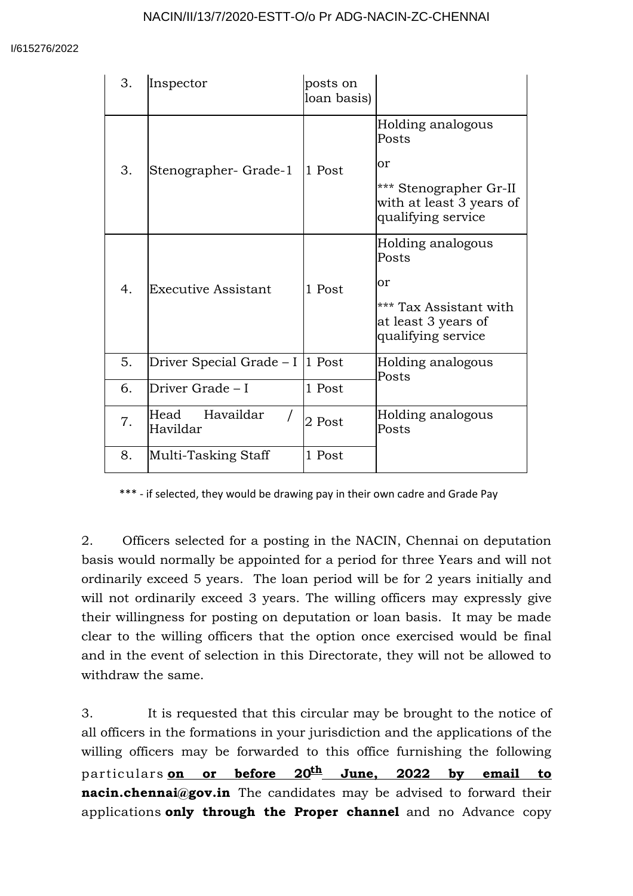| | | | |
|---|---|---|---|
| 3. | Inspector | posts on loan basis) | |
| 3. | Stenographer- Grade-1 | 1 Post | Holding analogous Posts<br><br>or<br><br>*** Stenographer Gr-II with at least 3 years of qualifying service |
| 4. | Executive Assistant | 1 Post | Holding analogous Posts<br><br>or<br><br>*** Tax Assistant with at least 3 years of qualifying service |
| 5. | Driver Special Grade – I | 1 Post | Holding analogous Posts |
| 6. | Driver Grade – I | 1 Post | |
| 7. | Head Havaildar / Havildar | 2 Post | Holding analogous Posts |
| 8. | Multi-Tasking Staff | 1 Post | |

*** - if selected, they would be drawing pay in their own cadre and Grade Pay

2. Officers selected for a posting in the NACIN, Chennai on deputation basis would normally be appointed for a period for three Years and will not ordinarily exceed 5 years. The loan period will be for 2 years initially and will not ordinarily exceed 3 years. The willing officers may expressly give their willingness for posting on deputation or loan basis. It may be made clear to the willing officers that the option once exercised would be final and in the event of selection in this Directorate, they will not be allowed to withdraw the same.

3. It is requested that this circular may be brought to the notice of all officers in the formations in your jurisdiction and the applications of the willing officers may be forwarded to this office furnishing the following particulars **on or before 20th June, 2022 by email to nacin.chennai@gov.in** The candidates may be advised to forward their applications **only through the Proper channel** and no Advance copy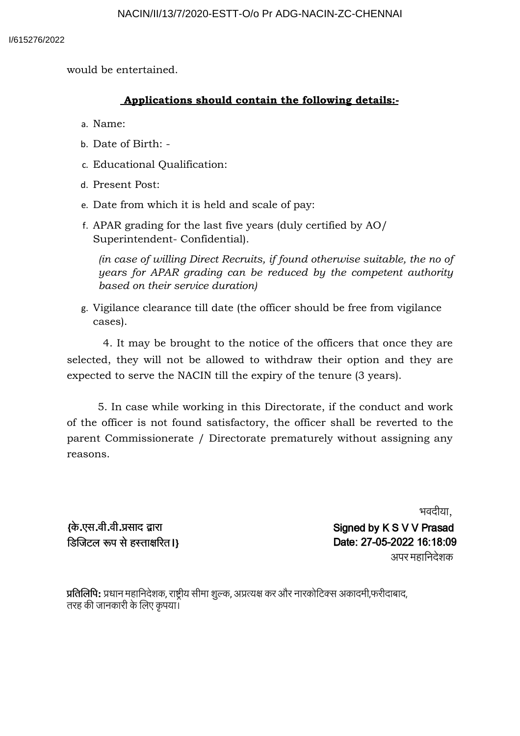would be entertained.

**Applications should contain the following details:-**

a. Name:

b. Date of Birth: -

c. Educational Qualification:

d. Present Post:

e. Date from which it is held and scale of pay:

f. APAR grading for the last five years (duly certified by AO/ Superintendent- Confidential).

   *(in case of willing Direct Recruits, if found otherwise suitable, the no of years for APAR grading can be reduced by the competent authority based on their service duration)*

g. Vigilance clearance till date (the officer should be free from vigilance cases).

4. It may be brought to the notice of the officers that once they are selected, they will not be allowed to withdraw their option and they are expected to serve the NACIN till the expiry of the tenure (3 years).

5. In case while working in this Directorate, if the conduct and work of the officer is not found satisfactory, the officer shall be reverted to the parent Commissionerate / Directorate prematurely without assigning any reasons.

भवदीया,

**{के.एस.वी.वी.प्रसाद द्वारा डिजिटल रूप से हस्ताक्षरित।}**

**Signed by K S V V Prasad**
**Date: 27-05-2022 16:18:09**

अपर महानिदेशक

**प्रतिलिपि:** प्रधान महानिदेशक, राष्ट्रीय सीमा शुल्क, अप्रत्यक्ष कर और नारकोटिक्स अकादमी,फरीदाबाद, तरह की जानकारी के लिए कृपया।